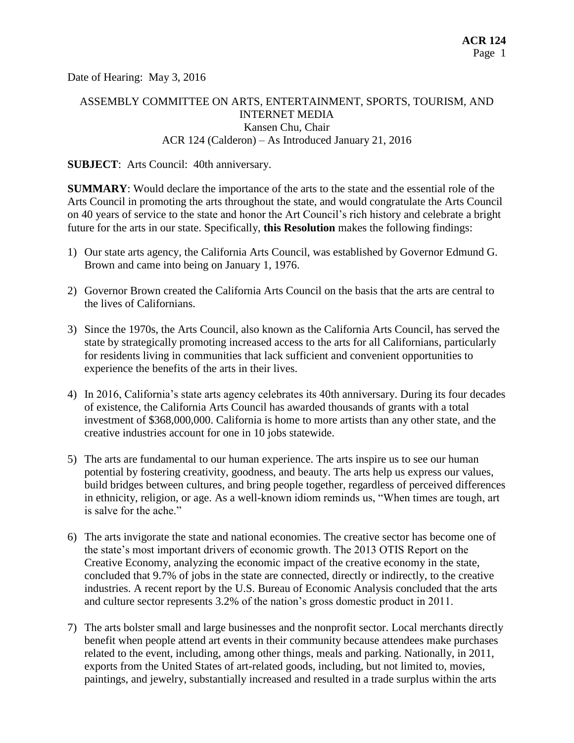Date of Hearing: May 3, 2016

ASSEMBLY COMMITTEE ON ARTS, ENTERTAINMENT, SPORTS, TOURISM, AND INTERNET MEDIA
Kansen Chu, Chair
ACR 124 (Calderon) – As Introduced January 21, 2016

**SUBJECT**: Arts Council: 40th anniversary.

**SUMMARY**: Would declare the importance of the arts to the state and the essential role of the Arts Council in promoting the arts throughout the state, and would congratulate the Arts Council on 40 years of service to the state and honor the Art Council's rich history and celebrate a bright future for the arts in our state. Specifically, **this Resolution** makes the following findings:

1) Our state arts agency, the California Arts Council, was established by Governor Edmund G. Brown and came into being on January 1, 1976.

2) Governor Brown created the California Arts Council on the basis that the arts are central to the lives of Californians.

3) Since the 1970s, the Arts Council, also known as the California Arts Council, has served the state by strategically promoting increased access to the arts for all Californians, particularly for residents living in communities that lack sufficient and convenient opportunities to experience the benefits of the arts in their lives.

4) In 2016, California's state arts agency celebrates its 40th anniversary. During its four decades of existence, the California Arts Council has awarded thousands of grants with a total investment of $368,000,000. California is home to more artists than any other state, and the creative industries account for one in 10 jobs statewide.

5) The arts are fundamental to our human experience. The arts inspire us to see our human potential by fostering creativity, goodness, and beauty. The arts help us express our values, build bridges between cultures, and bring people together, regardless of perceived differences in ethnicity, religion, or age. As a well-known idiom reminds us, "When times are tough, art is salve for the ache."

6) The arts invigorate the state and national economies. The creative sector has become one of the state's most important drivers of economic growth. The 2013 OTIS Report on the Creative Economy, analyzing the economic impact of the creative economy in the state, concluded that 9.7% of jobs in the state are connected, directly or indirectly, to the creative industries. A recent report by the U.S. Bureau of Economic Analysis concluded that the arts and culture sector represents 3.2% of the nation's gross domestic product in 2011.

7) The arts bolster small and large businesses and the nonprofit sector. Local merchants directly benefit when people attend art events in their community because attendees make purchases related to the event, including, among other things, meals and parking. Nationally, in 2011, exports from the United States of art-related goods, including, but not limited to, movies, paintings, and jewelry, substantially increased and resulted in a trade surplus within the arts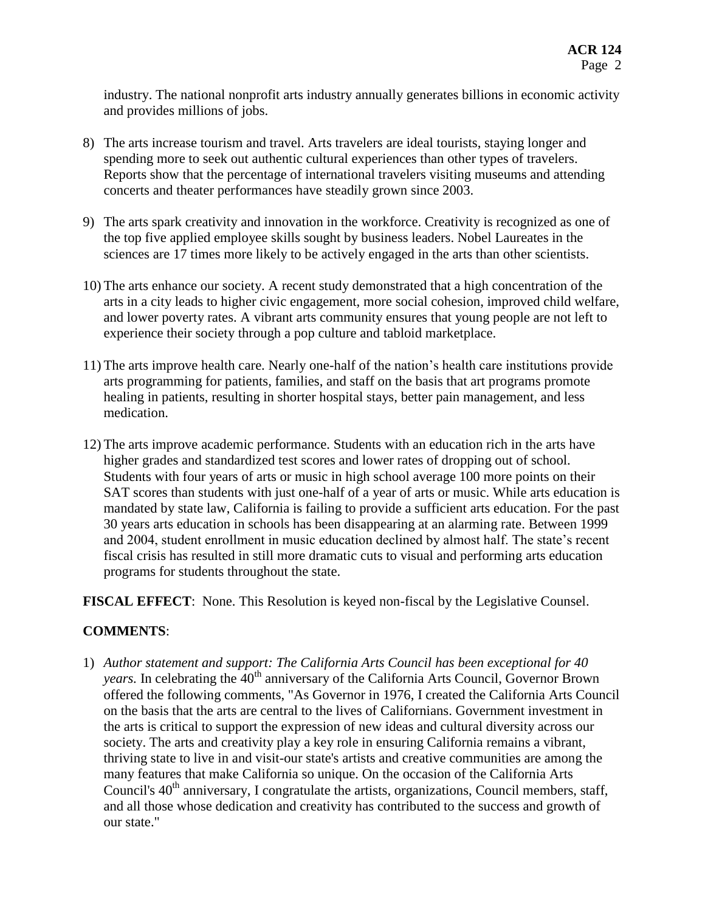industry. The national nonprofit arts industry annually generates billions in economic activity and provides millions of jobs.

8) The arts increase tourism and travel. Arts travelers are ideal tourists, staying longer and spending more to seek out authentic cultural experiences than other types of travelers. Reports show that the percentage of international travelers visiting museums and attending concerts and theater performances have steadily grown since 2003.

9) The arts spark creativity and innovation in the workforce. Creativity is recognized as one of the top five applied employee skills sought by business leaders. Nobel Laureates in the sciences are 17 times more likely to be actively engaged in the arts than other scientists.

10) The arts enhance our society. A recent study demonstrated that a high concentration of the arts in a city leads to higher civic engagement, more social cohesion, improved child welfare, and lower poverty rates. A vibrant arts community ensures that young people are not left to experience their society through a pop culture and tabloid marketplace.

11) The arts improve health care. Nearly one-half of the nation's health care institutions provide arts programming for patients, families, and staff on the basis that art programs promote healing in patients, resulting in shorter hospital stays, better pain management, and less medication.

12) The arts improve academic performance. Students with an education rich in the arts have higher grades and standardized test scores and lower rates of dropping out of school. Students with four years of arts or music in high school average 100 more points on their SAT scores than students with just one-half of a year of arts or music. While arts education is mandated by state law, California is failing to provide a sufficient arts education. For the past 30 years arts education in schools has been disappearing at an alarming rate. Between 1999 and 2004, student enrollment in music education declined by almost half. The state's recent fiscal crisis has resulted in still more dramatic cuts to visual and performing arts education programs for students throughout the state.

**FISCAL EFFECT**: None. This Resolution is keyed non-fiscal by the Legislative Counsel.

**COMMENTS**:

1) *Author statement and support: The California Arts Council has been exceptional for 40 years.* In celebrating the 40th anniversary of the California Arts Council, Governor Brown offered the following comments, "As Governor in 1976, I created the California Arts Council on the basis that the arts are central to the lives of Californians. Government investment in the arts is critical to support the expression of new ideas and cultural diversity across our society. The arts and creativity play a key role in ensuring California remains a vibrant, thriving state to live in and visit-our state's artists and creative communities are among the many features that make California so unique. On the occasion of the California Arts Council's 40th anniversary, I congratulate the artists, organizations, Council members, staff, and all those whose dedication and creativity has contributed to the success and growth of our state."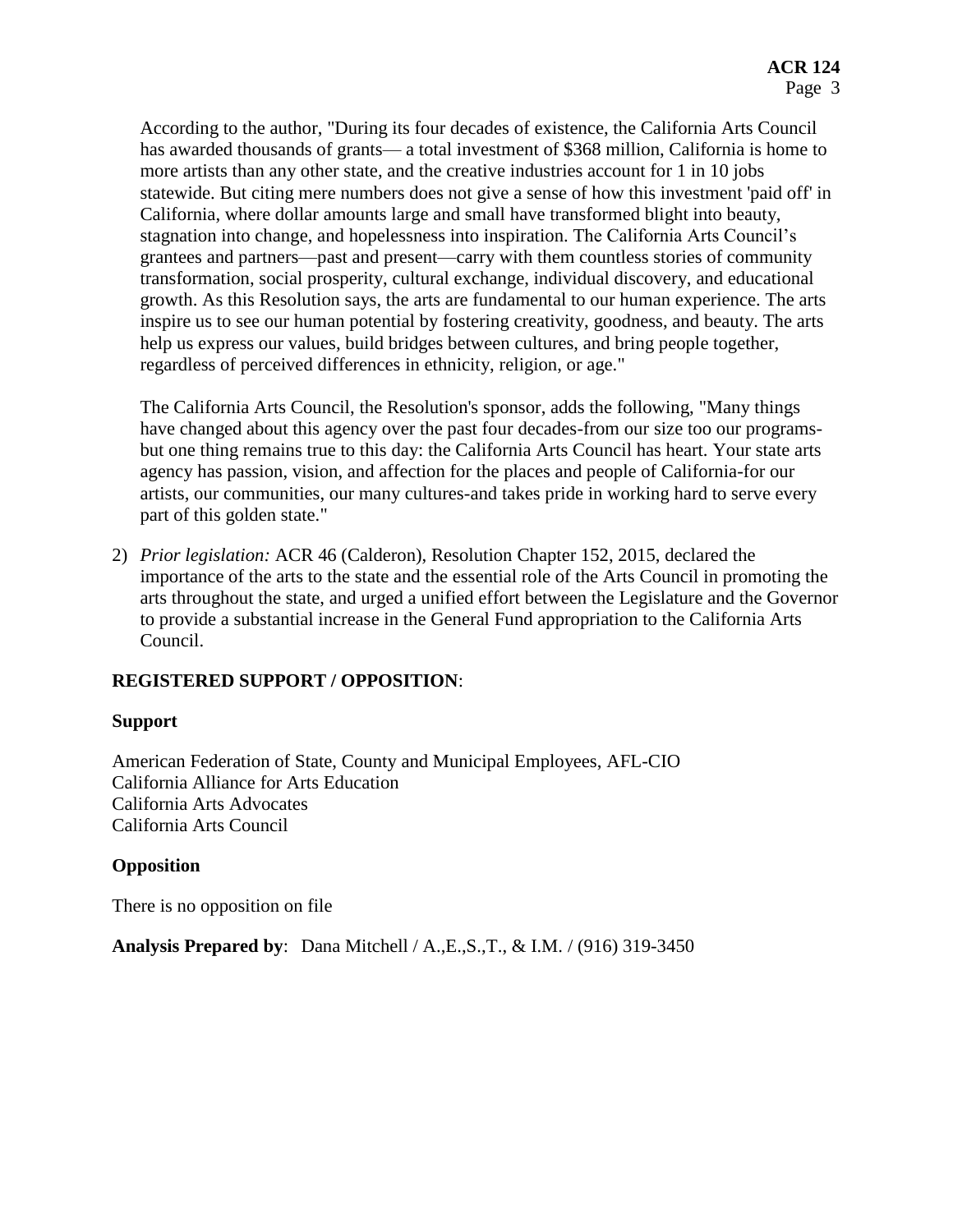According to the author, "During its four decades of existence, the California Arts Council has awarded thousands of grants— a total investment of $368 million, California is home to more artists than any other state, and the creative industries account for 1 in 10 jobs statewide. But citing mere numbers does not give a sense of how this investment 'paid off' in California, where dollar amounts large and small have transformed blight into beauty, stagnation into change, and hopelessness into inspiration. The California Arts Council's grantees and partners—past and present—carry with them countless stories of community transformation, social prosperity, cultural exchange, individual discovery, and educational growth. As this Resolution says, the arts are fundamental to our human experience. The arts inspire us to see our human potential by fostering creativity, goodness, and beauty. The arts help us express our values, build bridges between cultures, and bring people together, regardless of perceived differences in ethnicity, religion, or age."

The California Arts Council, the Resolution's sponsor, adds the following, "Many things have changed about this agency over the past four decades-from our size too our programs-but one thing remains true to this day: the California Arts Council has heart. Your state arts agency has passion, vision, and affection for the places and people of California-for our artists, our communities, our many cultures-and takes pride in working hard to serve every part of this golden state."

2) *Prior legislation:* ACR 46 (Calderon), Resolution Chapter 152, 2015, declared the importance of the arts to the state and the essential role of the Arts Council in promoting the arts throughout the state, and urged a unified effort between the Legislature and the Governor to provide a substantial increase in the General Fund appropriation to the California Arts Council.

**REGISTERED SUPPORT / OPPOSITION**:

**Support**

American Federation of State, County and Municipal Employees, AFL-CIO
California Alliance for Arts Education
California Arts Advocates
California Arts Council

**Opposition**

There is no opposition on file

**Analysis Prepared by**: Dana Mitchell / A.,E.,S.,T., & I.M. / (916) 319-3450